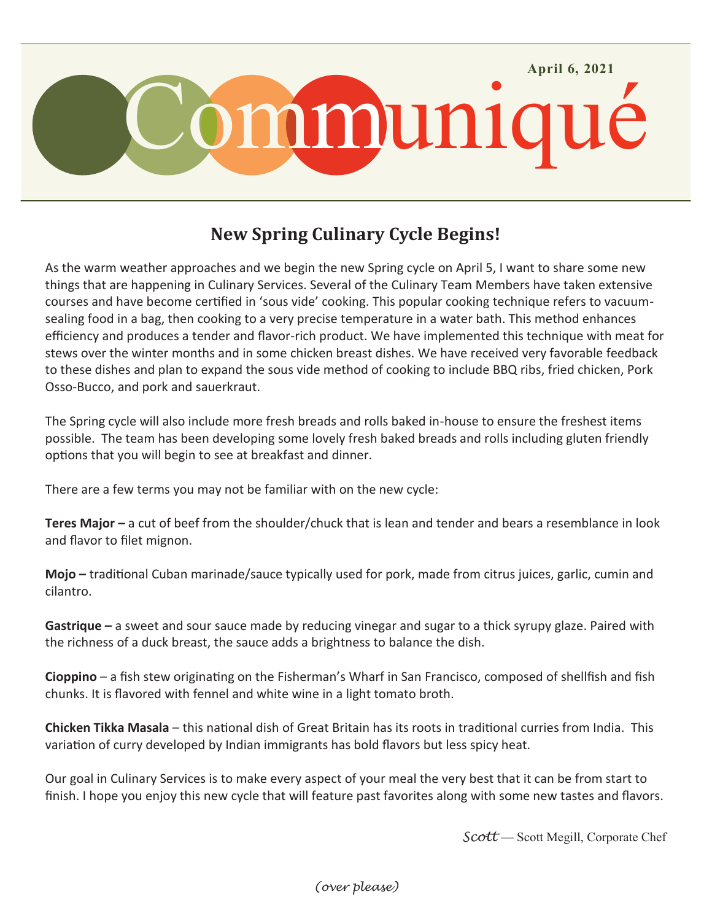April 6, 2021

# Communiqué

## New Spring Culinary Cycle Begins!

As the warm weather approaches and we begin the new Spring cycle on April 5, I want to share some new things that are happening in Culinary Services. Several of the Culinary Team Members have taken extensive courses and have become certified in 'sous vide' cooking. This popular cooking technique refers to vacuum-sealing food in a bag, then cooking to a very precise temperature in a water bath. This method enhances efficiency and produces a tender and flavor-rich product. We have implemented this technique with meat for stews over the winter months and in some chicken breast dishes. We have received very favorable feedback to these dishes and plan to expand the sous vide method of cooking to include BBQ ribs, fried chicken, Pork Osso-Bucco, and pork and sauerkraut.

The Spring cycle will also include more fresh breads and rolls baked in-house to ensure the freshest items possible. The team has been developing some lovely fresh baked breads and rolls including gluten friendly options that you will begin to see at breakfast and dinner.

There are a few terms you may not be familiar with on the new cycle:

**Teres Major –** a cut of beef from the shoulder/chuck that is lean and tender and bears a resemblance in look and flavor to filet mignon.

**Mojo –** traditional Cuban marinade/sauce typically used for pork, made from citrus juices, garlic, cumin and cilantro.

**Gastrique –** a sweet and sour sauce made by reducing vinegar and sugar to a thick syrupy glaze. Paired with the richness of a duck breast, the sauce adds a brightness to balance the dish.

**Cioppino** – a fish stew originating on the Fisherman's Wharf in San Francisco, composed of shellfish and fish chunks. It is flavored with fennel and white wine in a light tomato broth.

**Chicken Tikka Masala** – this national dish of Great Britain has its roots in traditional curries from India. This variation of curry developed by Indian immigrants has bold flavors but less spicy heat.

Our goal in Culinary Services is to make every aspect of your meal the very best that it can be from start to finish. I hope you enjoy this new cycle that will feature past favorites along with some new tastes and flavors.

*Scott* — Scott Megill, Corporate Chef

*(over please)*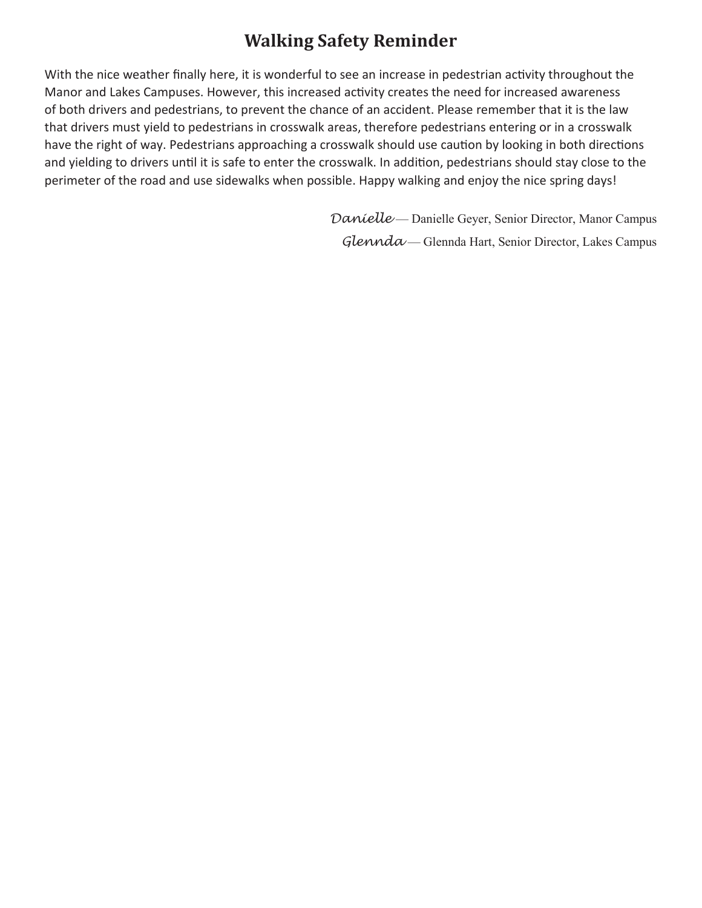## Walking Safety Reminder

With the nice weather finally here, it is wonderful to see an increase in pedestrian activity throughout the Manor and Lakes Campuses. However, this increased activity creates the need for increased awareness of both drivers and pedestrians, to prevent the chance of an accident. Please remember that it is the law that drivers must yield to pedestrians in crosswalk areas, therefore pedestrians entering or in a crosswalk have the right of way. Pedestrians approaching a crosswalk should use caution by looking in both directions and yielding to drivers until it is safe to enter the crosswalk. In addition, pedestrians should stay close to the perimeter of the road and use sidewalks when possible. Happy walking and enjoy the nice spring days!

*Danielle* — Danielle Geyer, Senior Director, Manor Campus

*Glennda* — Glennda Hart, Senior Director, Lakes Campus